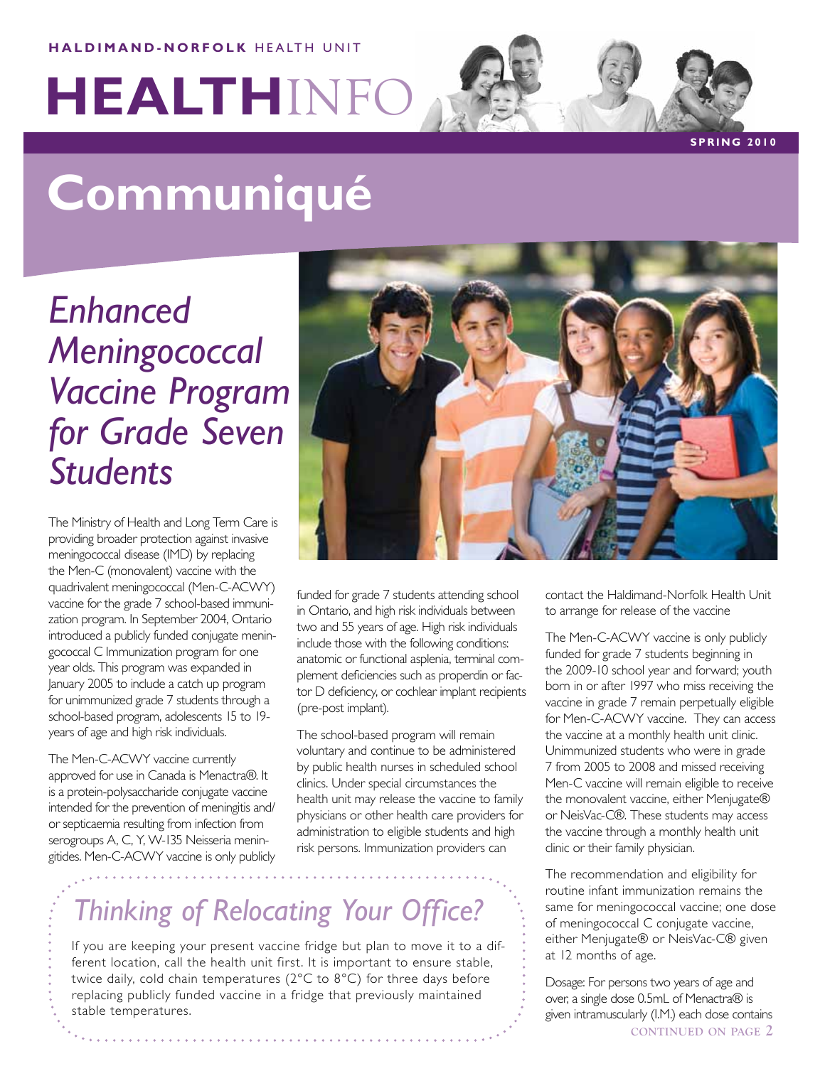**HALDIMAND-NORFOLK** HEALTH UNIT

# HEALTHINFO

**SPRING 2010**

# Communiqué

## *Enhanced Meningococcal Vaccine Program for Grade Seven Students*

The Ministry of Health and Long Term Care is providing broader protection against invasive meningococcal disease (IMD) by replacing the Men-C (monovalent) vaccine with the quadrivalent meningococcal (Men-C-ACWY) vaccine for the grade 7 school-based immunization program. In September 2004, Ontario introduced a publicly funded conjugate meningococcal C Immunization program for one year olds. This program was expanded in January 2005 to include a catch up program for unimmunized grade 7 students through a school-based program, adolescents 15 to 19-years of age and high risk individuals.

The Men-C-ACWY vaccine currently approved for use in Canada is Menactra®. It is a protein-polysaccharide conjugate vaccine intended for the prevention of meningitis and/or septicaemia resulting from infection from serogroups A, C, Y, W-135 Neisseria meningitides. Men-C-ACWY vaccine is only publicly funded for grade 7 students attending school in Ontario, and high risk individuals between two and 55 years of age. High risk individuals include those with the following conditions: anatomic or functional asplenia, terminal complement deficiencies such as properdin or factor D deficiency, or cochlear implant recipients (pre-post implant).

The school-based program will remain voluntary and continue to be administered by public health nurses in scheduled school clinics. Under special circumstances the health unit may release the vaccine to family physicians or other health care providers for administration to eligible students and high risk persons. Immunization providers can contact the Haldimand-Norfolk Health Unit to arrange for release of the vaccine

The Men-C-ACWY vaccine is only publicly funded for grade 7 students beginning in the 2009-10 school year and forward; youth born in or after 1997 who miss receiving the vaccine in grade 7 remain perpetually eligible for Men-C-ACWY vaccine. They can access the vaccine at a monthly health unit clinic. Unimmunized students who were in grade 7 from 2005 to 2008 and missed receiving Men-C vaccine will remain eligible to receive the monovalent vaccine, either Menjugate® or NeisVac-C®. These students may access the vaccine through a monthly health unit clinic or their family physician.

The recommendation and eligibility for routine infant immunization remains the same for meningococcal vaccine; one dose of meningococcal C conjugate vaccine, either Menjugate® or NeisVac-C® given at 12 months of age.

Dosage: For persons two years of age and over, a single dose 0.5mL of Menactra® is given intramuscularly (I.M.) each dose contains

**CONTINUED ON PAGE 2**

## *Thinking of Relocating Your Office?*

If you are keeping your present vaccine fridge but plan to move it to a different location, call the health unit first. It is important to ensure stable, twice daily, cold chain temperatures (2°C to 8°C) for three days before replacing publicly funded vaccine in a fridge that previously maintained stable temperatures.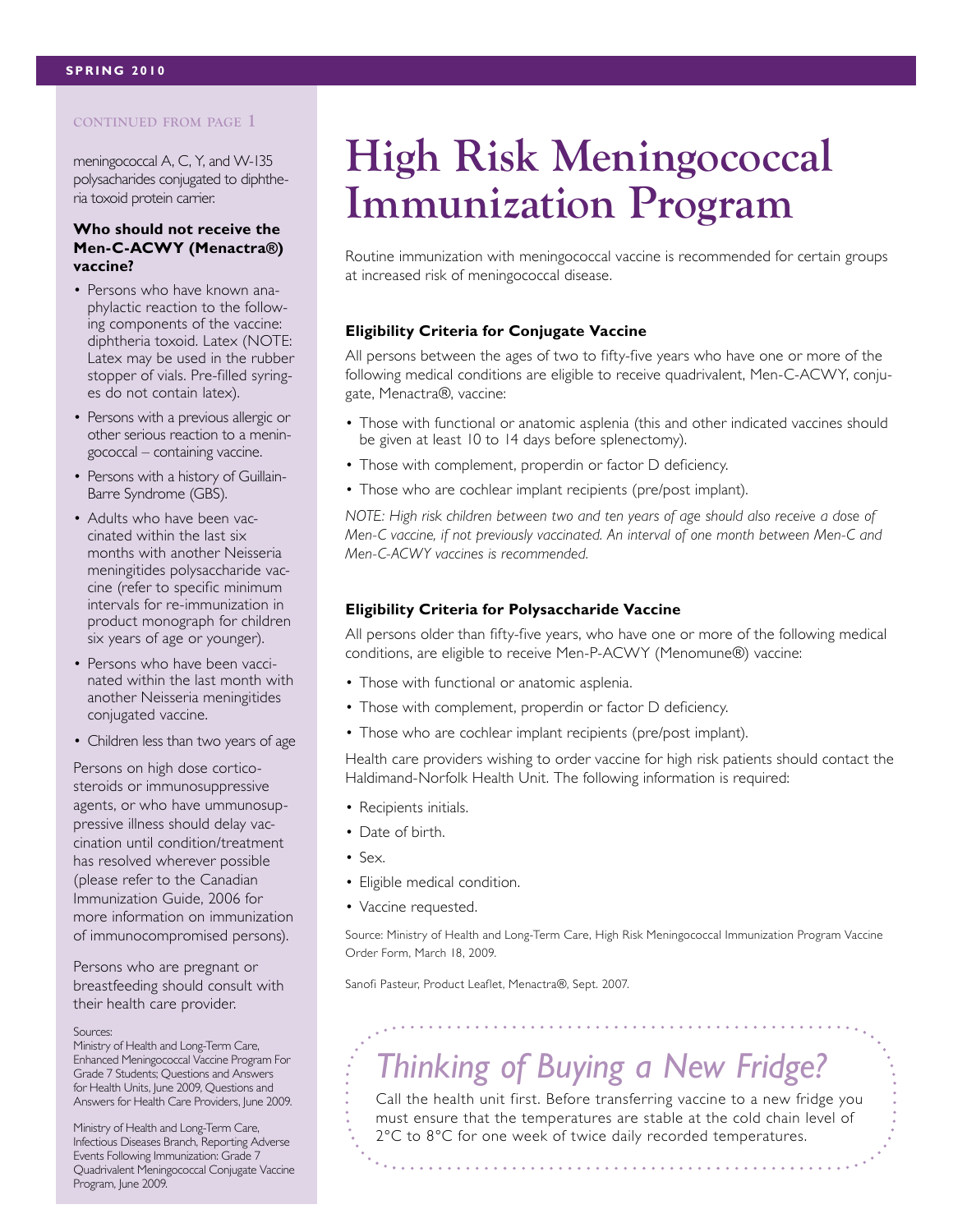CONTINUED FROM PAGE 1

meningococcal A, C, Y, and W-135 polysacharides conjugated to diphtheria toxoid protein carrier.

**Who should not receive the Men-C-ACWY (Menactra®) vaccine?**

- Persons who have known anaphylactic reaction to the following components of the vaccine: diphtheria toxoid. Latex (NOTE: Latex may be used in the rubber stopper of vials. Pre-filled syringes do not contain latex).
- Persons with a previous allergic or other serious reaction to a meningococcal – containing vaccine.
- Persons with a history of Guillain-Barre Syndrome (GBS).
- Adults who have been vaccinated within the last six months with another Neisseria meningitides polysaccharide vaccine (refer to specific minimum intervals for re-immunization in product monograph for children six years of age or younger).
- Persons who have been vaccinated within the last month with another Neisseria meningitides conjugated vaccine.
- Children less than two years of age

Persons on high dose corticosteroids or immunosuppressive agents, or who have ummunosuppressive illness should delay vaccination until condition/treatment has resolved wherever possible (please refer to the Canadian Immunization Guide, 2006 for more information on immunization of immunocompromised persons).

Persons who are pregnant or breastfeeding should consult with their health care provider.

Sources:
Ministry of Health and Long-Term Care, Enhanced Meningococcal Vaccine Program For Grade 7 Students; Questions and Answers for Health Units, June 2009, Questions and Answers for Health Care Providers, June 2009.

Ministry of Health and Long-Term Care, Infectious Diseases Branch, Reporting Adverse Events Following Immunization: Grade 7 Quadrivalent Meningococcal Conjugate Vaccine Program, June 2009.

# High Risk Meningococcal Immunization Program

Routine immunization with meningococcal vaccine is recommended for certain groups at increased risk of meningococcal disease.

**Eligibility Criteria for Conjugate Vaccine**

All persons between the ages of two to fifty-five years who have one or more of the following medical conditions are eligible to receive quadrivalent, Men-C-ACWY, conjugate, Menactra®, vaccine:

- Those with functional or anatomic asplenia (this and other indicated vaccines should be given at least 10 to 14 days before splenectomy).
- Those with complement, properdin or factor D deficiency.
- Those who are cochlear implant recipients (pre/post implant).

*NOTE: High risk children between two and ten years of age should also receive a dose of Men-C vaccine, if not previously vaccinated. An interval of one month between Men-C and Men-C-ACWY vaccines is recommended.*

**Eligibility Criteria for Polysaccharide Vaccine**

All persons older than fifty-five years, who have one or more of the following medical conditions, are eligible to receive Men-P-ACWY (Menomune®) vaccine:

- Those with functional or anatomic asplenia.
- Those with complement, properdin or factor D deficiency.
- Those who are cochlear implant recipients (pre/post implant).

Health care providers wishing to order vaccine for high risk patients should contact the Haldimand-Norfolk Health Unit. The following information is required:

- Recipients initials.
- Date of birth.
- Sex.
- Eligible medical condition.
- Vaccine requested.

Source: Ministry of Health and Long-Term Care, High Risk Meningococcal Immunization Program Vaccine Order Form, March 18, 2009.

Sanofi Pasteur, Product Leaflet, Menactra®, Sept. 2007.

## *Thinking of Buying a New Fridge?*

Call the health unit first. Before transferring vaccine to a new fridge you must ensure that the temperatures are stable at the cold chain level of 2°C to 8°C for one week of twice daily recorded temperatures.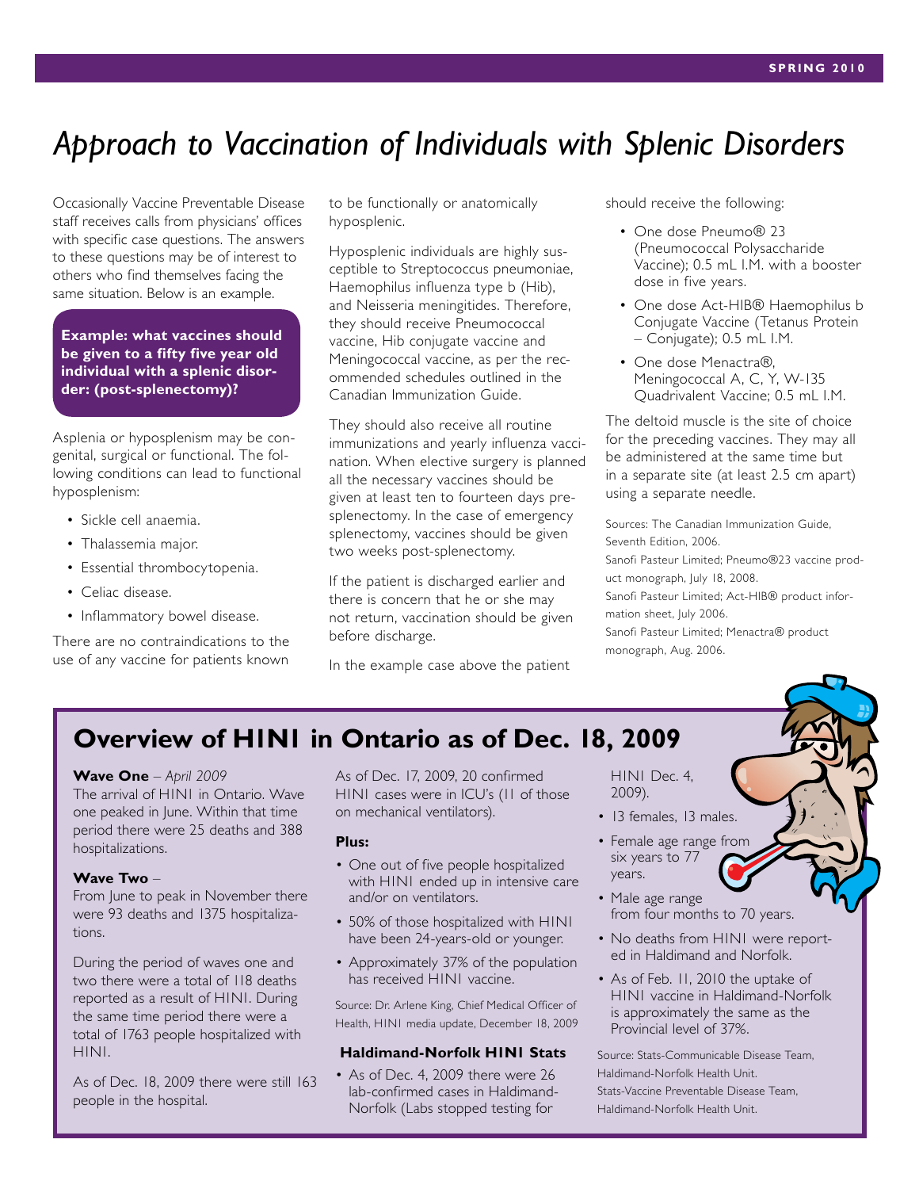# Approach to Vaccination of Individuals with Splenic Disorders

Occasionally Vaccine Preventable Disease staff receives calls from physicians' offices with specific case questions. The answers to these questions may be of interest to others who find themselves facing the same situation. Below is an example.

**Example: what vaccines should be given to a fifty five year old individual with a splenic disorder: (post-splenectomy)?**

Asplenia or hyposplenism may be congenital, surgical or functional. The following conditions can lead to functional hyposplenism:

- Sickle cell anaemia.
- Thalassemia major.
- Essential thrombocytopenia.
- Celiac disease.
- Inflammatory bowel disease.

There are no contraindications to the use of any vaccine for patients known to be functionally or anatomically hyposplenic.

Hyposplenic individuals are highly susceptible to Streptococcus pneumoniae, Haemophilus influenza type b (Hib), and Neisseria meningitides. Therefore, they should receive Pneumococcal vaccine, Hib conjugate vaccine and Meningococcal vaccine, as per the recommended schedules outlined in the Canadian Immunization Guide.

They should also receive all routine immunizations and yearly influenza vaccination. When elective surgery is planned all the necessary vaccines should be given at least ten to fourteen days pre-splenectomy. In the case of emergency splenectomy, vaccines should be given two weeks post-splenectomy.

If the patient is discharged earlier and there is concern that he or she may not return, vaccination should be given before discharge.

In the example case above the patient should receive the following:

- One dose Pneumo® 23 (Pneumococcal Polysaccharide Vaccine); 0.5 mL I.M. with a booster dose in five years.
- One dose Act-HIB® Haemophilus b Conjugate Vaccine (Tetanus Protein – Conjugate); 0.5 mL I.M.
- One dose Menactra®, Meningococcal A, C, Y, W-135 Quadrivalent Vaccine; 0.5 mL I.M.

The deltoid muscle is the site of choice for the preceding vaccines. They may all be administered at the same time but in a separate site (at least 2.5 cm apart) using a separate needle.

Sources: The Canadian Immunization Guide, Seventh Edition, 2006.
Sanofi Pasteur Limited; Pneumo®23 vaccine product monograph, July 18, 2008.
Sanofi Pasteur Limited; Act-HIB® product information sheet, July 2006.
Sanofi Pasteur Limited; Menactra® product monograph, Aug. 2006.

## Overview of H1N1 in Ontario as of Dec. 18, 2009

**Wave One** – *April 2009*
The arrival of H1N1 in Ontario. Wave one peaked in June. Within that time period there were 25 deaths and 388 hospitalizations.

**Wave Two** –
From June to peak in November there were 93 deaths and 1375 hospitalizations.

During the period of waves one and two there were a total of 118 deaths reported as a result of H1N1. During the same time period there were a total of 1763 people hospitalized with H1N1.

As of Dec. 18, 2009 there were still 163 people in the hospital.

As of Dec. 17, 2009, 20 confirmed H1N1 cases were in ICU's (11 of those on mechanical ventilators).

**Plus:**

- One out of five people hospitalized with H1N1 ended up in intensive care and/or on ventilators.
- 50% of those hospitalized with H1N1 have been 24-years-old or younger.
- Approximately 37% of the population has received H1N1 vaccine.

Source: Dr. Arlene King, Chief Medical Officer of Health, H1N1 media update, December 18, 2009

### Haldimand-Norfolk H1N1 Stats

- As of Dec. 4, 2009 there were 26 lab-confirmed cases in Haldimand-Norfolk (Labs stopped testing for H1N1 Dec. 4, 2009).
- 13 females, 13 males.
- Female age range from six years to 77 years.
- Male age range from four months to 70 years.
- No deaths from H1N1 were reported in Haldimand and Norfolk.
- As of Feb. 11, 2010 the uptake of H1N1 vaccine in Haldimand-Norfolk is approximately the same as the Provincial level of 37%.

Source: Stats-Communicable Disease Team, Haldimand-Norfolk Health Unit.
Stats-Vaccine Preventable Disease Team, Haldimand-Norfolk Health Unit.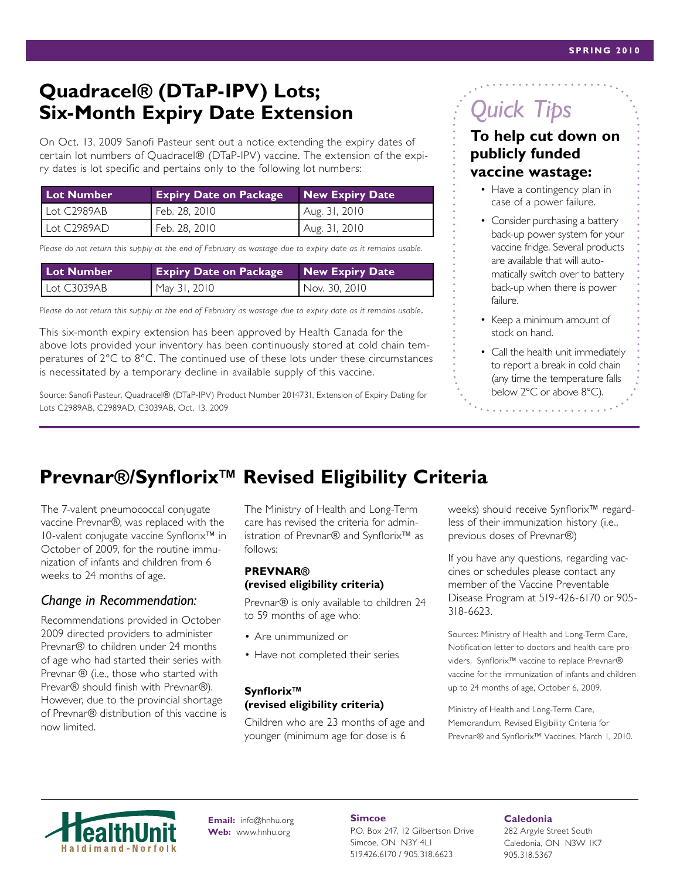# Quadracel® (DTaP-IPV) Lots; Six-Month Expiry Date Extension

On Oct. 13, 2009 Sanofi Pasteur sent out a notice extending the expiry dates of certain lot numbers of Quadracel® (DTaP-IPV) vaccine. The extension of the expiry dates is lot specific and pertains only to the following lot numbers:

| Lot Number | Expiry Date on Package | New Expiry Date |
|---|---|---|
| Lot C2989AB | Feb. 28, 2010 | Aug. 31, 2010 |
| Lot C2989AD | Feb. 28, 2010 | Aug. 31, 2010 |

*Please do not return this supply at the end of February as wastage due to expiry date as it remains usable.*

| Lot Number | Expiry Date on Package | New Expiry Date |
|---|---|---|
| Lot C3039AB | May 31, 2010 | Nov. 30, 2010 |

*Please do not return this supply at the end of February as wastage due to expiry date as it remains usable.*

This six-month expiry extension has been approved by Health Canada for the above lots provided your inventory has been continuously stored at cold chain temperatures of 2°C to 8°C. The continued use of these lots under these circumstances is necessitated by a temporary decline in available supply of this vaccine.

Source: Sanofi Pasteur, Quadracel® (DTaP-IPV) Product Number 2014731, Extension of Expiry Dating for Lots C2989AB, C2989AD, C3039AB, Oct. 13, 2009

## *Quick Tips*

### To help cut down on publicly funded vaccine wastage:

- Have a contingency plan in case of a power failure.
- Consider purchasing a battery back-up power system for your vaccine fridge. Several products are available that will automatically switch over to battery back-up when there is power failure.
- Keep a minimum amount of stock on hand.
- Call the health unit immediately to report a break in cold chain (any time the temperature falls below 2°C or above 8°C).

# Prevnar®/Synflorix™ Revised Eligibility Criteria

The 7-valent pneumococcal conjugate vaccine Prevnar®, was replaced with the 10-valent conjugate vaccine Synflorix™ in October of 2009, for the routine immunization of infants and children from 6 weeks to 24 months of age.

## *Change in Recommendation:*

Recommendations provided in October 2009 directed providers to administer Prevnar® to children under 24 months of age who had started their series with Prevnar ® (i.e., those who started with Prevar® should finish with Prevnar®). However, due to the provincial shortage of Prevnar® distribution of this vaccine is now limited.

The Ministry of Health and Long-Term care has revised the criteria for administration of Prevnar® and Synflorix™ as follows:

### PREVNAR® (revised eligibility criteria)

Prevnar® is only available to children 24 to 59 months of age who:

- Are unimmunized or
- Have not completed their series

### Synflorix™ (revised eligibility criteria)

Children who are 23 months of age and younger (minimum age for dose is 6 weeks) should receive Synflorix™ regardless of their immunization history (i.e., previous doses of Prevnar®)

If you have any questions, regarding vaccines or schedules please contact any member of the Vaccine Preventable Disease Program at 519-426-6170 or 905-318-6623.

Sources: Ministry of Health and Long-Term Care, Notification letter to doctors and health care providers, Synflorix™ vaccine to replace Prevnar® vaccine for the immunization of infants and children up to 24 months of age, October 6, 2009.

Ministry of Health and Long-Term Care, Memorandum, Revised Eligibility Criteria for Prevnar® and Synflorix™ Vaccines, March 1, 2010.

HealthUnit Haldimand-Norfolk

**Email:** info@hnhu.org
**Web:** www.hnhu.org

**Simcoe**
P.O. Box 247, 12 Gilbertson Drive
Simcoe, ON N3Y 4L1
519.426.6170 / 905.318.6623

**Caledonia**
282 Argyle Street South
Caledonia, ON N3W 1K7
905.318.5367